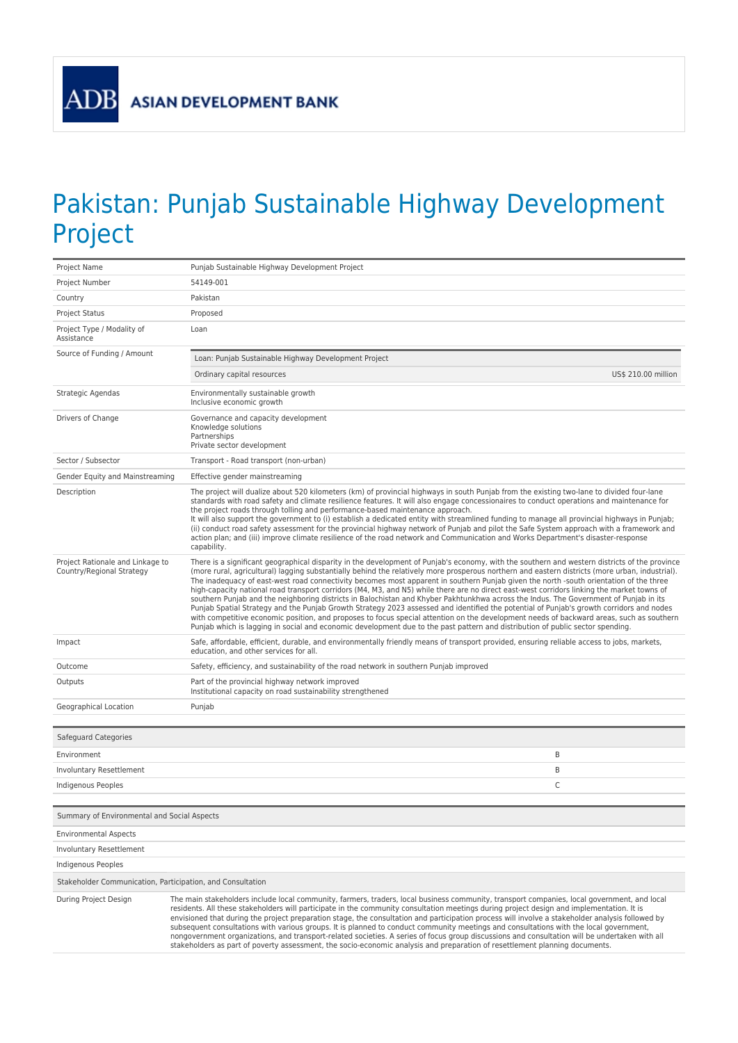ASIAN DEVELOPMENT BANK

# Pakistan: Punjab Sustainable Highway Development Project

| | |
|---|---|
| Project Name | Punjab Sustainable Highway Development Project |
| Project Number | 54149-001 |
| Country | Pakistan |
| Project Status | Proposed |
| Project Type / Modality of Assistance | Loan |
| Source of Funding / Amount | Loan: Punjab Sustainable Highway Development Project<br>Ordinary capital resources US$ 210.00 million |
| Strategic Agendas | Environmentally sustainable growth<br>Inclusive economic growth |
| Drivers of Change | Governance and capacity development<br>Knowledge solutions<br>Partnerships<br>Private sector development |
| Sector / Subsector | Transport - Road transport (non-urban) |
| Gender Equity and Mainstreaming | Effective gender mainstreaming |
| Description | The project will dualize about 520 kilometers (km) of provincial highways in south Punjab from the existing two-lane to divided four-lane standards with road safety and climate resilience features. It will also engage concessionaires to conduct operations and maintenance for the project roads through tolling and performance-based maintenance approach.<br>It will also support the government to (i) establish a dedicated entity with streamlined funding to manage all provincial highways in Punjab; (ii) conduct road safety assessment for the provincial highway network of Punjab and pilot the Safe System approach with a framework and action plan; and (iii) improve climate resilience of the road network and Communication and Works Department's disaster-response capability. |
| Project Rationale and Linkage to Country/Regional Strategy | There is a significant geographical disparity in the development of Punjab's economy, with the southern and western districts of the province (more rural, agricultural) lagging substantially behind the relatively more prosperous northern and eastern districts (more urban, industrial). The inadequacy of east-west road connectivity becomes most apparent in southern Punjab given the north -south orientation of the three high-capacity national road transport corridors (M4, M3, and N5) while there are no direct east-west corridors linking the market towns of southern Punjab and the neighboring districts in Balochistan and Khyber Pakhtunkhwa across the Indus. The Government of Punjab in its Punjab Spatial Strategy and the Punjab Growth Strategy 2023 assessed and identified the potential of Punjab's growth corridors and nodes with competitive economic position, and proposes to focus special attention on the development needs of backward areas, such as southern Punjab which is lagging in social and economic development due to the past pattern and distribution of public sector spending. |
| Impact | Safe, affordable, efficient, durable, and environmentally friendly means of transport provided, ensuring reliable access to jobs, markets, education, and other services for all. |
| Outcome | Safety, efficiency, and sustainability of the road network in southern Punjab improved |
| Outputs | Part of the provincial highway network improved<br>Institutional capacity on road sustainability strengthened |
| Geographical Location | Punjab |

| Safeguard Categories | |
|---|---|
| Environment | B |
| Involuntary Resettlement | B |
| Indigenous Peoples | C |

| Summary of Environmental and Social Aspects | |
|---|---|
| Environmental Aspects | |
| Involuntary Resettlement | |
| Indigenous Peoples | |

| Stakeholder Communication, Participation, and Consultation | |
|---|---|
| During Project Design | The main stakeholders include local community, farmers, traders, local business community, transport companies, local government, and local residents. All these stakeholders will participate in the community consultation meetings during project design and implementation. It is envisioned that during the project preparation stage, the consultation and participation process will involve a stakeholder analysis followed by subsequent consultations with various groups. It is planned to conduct community meetings and consultations with the local government, nongovernment organizations, and transport-related societies. A series of focus group discussions and consultation will be undertaken with all stakeholders as part of poverty assessment, the socio-economic analysis and preparation of resettlement planning documents. |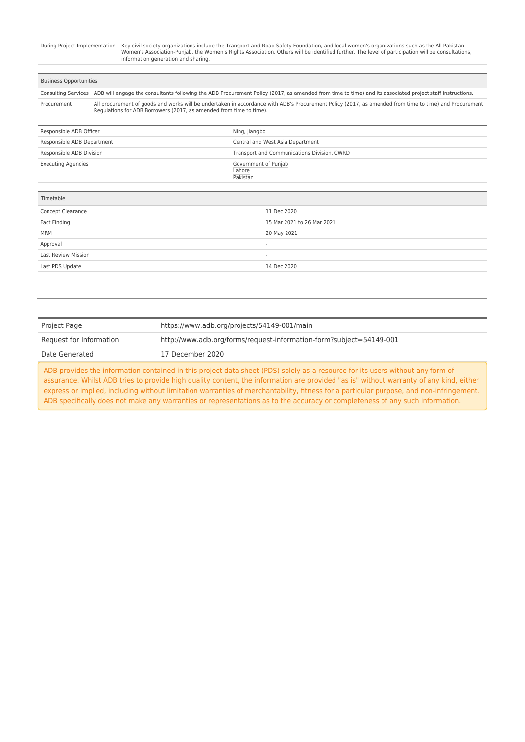| | |
|---|---|
| During Project Implementation | Key civil society organizations include the Transport and Road Safety Foundation, and local women's organizations such as the All Pakistan Women's Association-Punjab, the Women's Rights Association. Others will be identified further. The level of participation will be consultations, information generation and sharing. |

| Business Opportunities | |
|---|---|
| Consulting Services | ADB will engage the consultants following the ADB Procurement Policy (2017, as amended from time to time) and its associated project staff instructions. |
| Procurement | All procurement of goods and works will be undertaken in accordance with ADB's Procurement Policy (2017, as amended from time to time) and Procurement Regulations for ADB Borrowers (2017, as amended from time to time). |

| | |
|---|---|
| Responsible ADB Officer | Ning, Jiangbo |
| Responsible ADB Department | Central and West Asia Department |
| Responsible ADB Division | Transport and Communications Division, CWRD |
| Executing Agencies | Government of Punjab<br>Lahore<br>Pakistan |

| Timetable | |
|---|---|
| Concept Clearance | 11 Dec 2020 |
| Fact Finding | 15 Mar 2021 to 26 Mar 2021 |
| MRM | 20 May 2021 |
| Approval | - |
| Last Review Mission | - |
| Last PDS Update | 14 Dec 2020 |

| | |
|---|---|
| Project Page | https://www.adb.org/projects/54149-001/main |
| Request for Information | http://www.adb.org/forms/request-information-form?subject=54149-001 |
| Date Generated | 17 December 2020 |

ADB provides the information contained in this project data sheet (PDS) solely as a resource for its users without any form of assurance. Whilst ADB tries to provide high quality content, the information are provided "as is" without warranty of any kind, either express or implied, including without limitation warranties of merchantability, fitness for a particular purpose, and non-infringement. ADB specifically does not make any warranties or representations as to the accuracy or completeness of any such information.